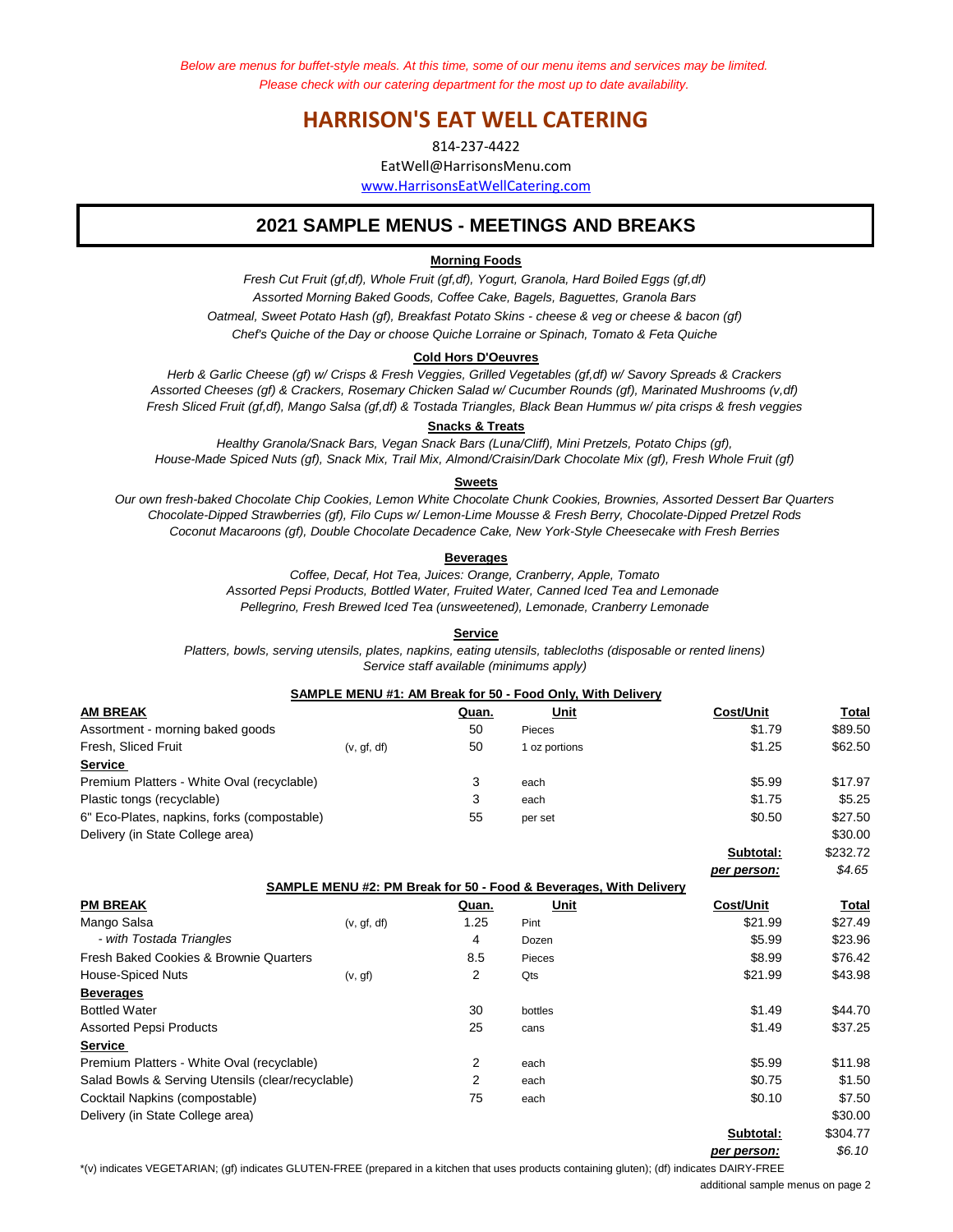*Below are menus for buffet-style meals. At this time, some of our menu items and services may be limited.*
*Please check with our catering department for the most up to date availability.*

# HARRISON'S EAT WELL CATERING

814-237-4422

EatWell@HarrisonsMenu.com

www.HarrisonsEatWellCatering.com

## 2021 SAMPLE MENUS - MEETINGS AND BREAKS

### Morning Foods

*Fresh Cut Fruit (gf,df), Whole Fruit (gf,df), Yogurt, Granola, Hard Boiled Eggs (gf,df)*
*Assorted Morning Baked Goods, Coffee Cake, Bagels, Baguettes, Granola Bars*
*Oatmeal, Sweet Potato Hash (gf), Breakfast Potato Skins - cheese & veg or cheese & bacon (gf)*
*Chef's Quiche of the Day or choose Quiche Lorraine or Spinach, Tomato & Feta Quiche*

### Cold Hors D'Oeuvres

*Herb & Garlic Cheese (gf) w/ Crisps & Fresh Veggies, Grilled Vegetables (gf,df) w/ Savory Spreads & Crackers*
*Assorted Cheeses (gf) & Crackers, Rosemary Chicken Salad w/ Cucumber Rounds (gf), Marinated Mushrooms (v,df)*
*Fresh Sliced Fruit (gf,df), Mango Salsa (gf,df) & Tostada Triangles, Black Bean Hummus w/ pita crisps & fresh veggies*

### Snacks & Treats

*Healthy Granola/Snack Bars, Vegan Snack Bars (Luna/Cliff), Mini Pretzels, Potato Chips (gf),*
*House-Made Spiced Nuts (gf), Snack Mix, Trail Mix, Almond/Craisin/Dark Chocolate Mix (gf), Fresh Whole Fruit (gf)*

### Sweets

*Our own fresh-baked Chocolate Chip Cookies, Lemon White Chocolate Chunk Cookies, Brownies, Assorted Dessert Bar Quarters*
*Chocolate-Dipped Strawberries (gf), Filo Cups w/ Lemon-Lime Mousse & Fresh Berry, Chocolate-Dipped Pretzel Rods*
*Coconut Macaroons (gf), Double Chocolate Decadence Cake, New York-Style Cheesecake with Fresh Berries*

### Beverages

*Coffee, Decaf, Hot Tea, Juices: Orange, Cranberry, Apple, Tomato*
*Assorted Pepsi Products, Bottled Water, Fruited Water, Canned Iced Tea and Lemonade*
*Pellegrino, Fresh Brewed Iced Tea (unsweetened), Lemonade, Cranberry Lemonade*

### Service

*Platters, bowls, serving utensils, plates, napkins, eating utensils, tablecloths (disposable or rented linens)*
*Service staff available (minimums apply)*

### SAMPLE MENU #1: AM Break for 50 - Food Only, With Delivery

| AM BREAK | | Quan. | Unit | Cost/Unit | Total |
|---|---|---|---|---|---|
| Assortment - morning baked goods | | 50 | Pieces | $1.79 | $89.50 |
| Fresh, Sliced Fruit | (v, gf, df) | 50 | 1 oz portions | $1.25 | $62.50 |
| **Service** | | | | | |
| Premium Platters - White Oval (recyclable) | | 3 | each | $5.99 | $17.97 |
| Plastic tongs (recyclable) | | 3 | each | $1.75 | $5.25 |
| 6" Eco-Plates, napkins, forks (compostable) | | 55 | per set | $0.50 | $27.50 |
| Delivery (in State College area) | | | | | $30.00 |
| | | | | **Subtotal:** | $232.72 |
| | | | | ***per person:*** | *$4.65* |

### SAMPLE MENU #2: PM Break for 50 - Food & Beverages, With Delivery

| PM BREAK | | Quan. | Unit | Cost/Unit | Total |
|---|---|---|---|---|---|
| Mango Salsa | (v, gf, df) | 1.25 | Pint | $21.99 | $27.49 |
| *- with Tostada Triangles* | | 4 | Dozen | $5.99 | $23.96 |
| Fresh Baked Cookies & Brownie Quarters | | 8.5 | Pieces | $8.99 | $76.42 |
| House-Spiced Nuts | (v, gf) | 2 | Qts | $21.99 | $43.98 |
| **Beverages** | | | | | |
| Bottled Water | | 30 | bottles | $1.49 | $44.70 |
| Assorted Pepsi Products | | 25 | cans | $1.49 | $37.25 |
| **Service** | | | | | |
| Premium Platters - White Oval (recyclable) | | 2 | each | $5.99 | $11.98 |
| Salad Bowls & Serving Utensils (clear/recyclable) | | 2 | each | $0.75 | $1.50 |
| Cocktail Napkins (compostable) | | 75 | each | $0.10 | $7.50 |
| Delivery (in State College area) | | | | | $30.00 |
| | | | | **Subtotal:** | $304.77 |
| | | | | ***per person:*** | *$6.10* |

*(v) indicates VEGETARIAN; (gf) indicates GLUTEN-FREE (prepared in a kitchen that uses products containing gluten); (df) indicates DAIRY-FREE

additional sample menus on page 2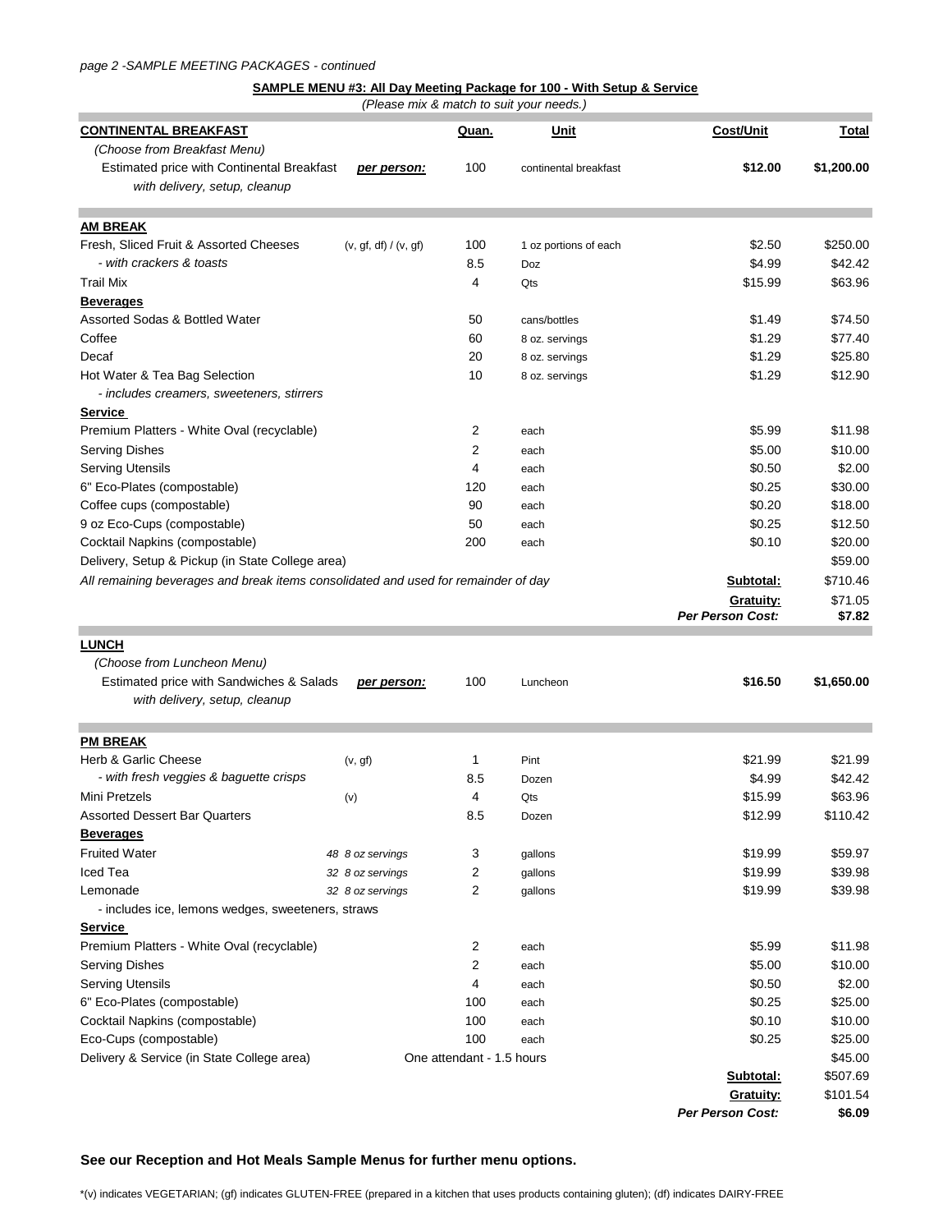*page 2 -SAMPLE MEETING PACKAGES - continued*

## SAMPLE MENU #3: All Day Meeting Package for 100 - With Setup & Service

*(Please mix & match to suit your needs.)*

| | | Quan. | Unit | Cost/Unit | Total |
|---|---|---|---|---|---|
| **CONTINENTAL BREAKFAST** | | | | | |
| *(Choose from Breakfast Menu)* | | | | | |
| Estimated price with Continental Breakfast *with delivery, setup, cleanup* | ***per person:*** | 100 | continental breakfast | **$12.00** | **$1,200.00** |
| **AM BREAK** | | | | | |
| Fresh, Sliced Fruit & Assorted Cheeses | (v, gf, df) / (v, gf) | 100 | 1 oz portions of each | $2.50 | $250.00 |
| *- with crackers & toasts* | | 8.5 | Doz | $4.99 | $42.42 |
| Trail Mix | | 4 | Qts | $15.99 | $63.96 |
| **Beverages** | | | | | |
| Assorted Sodas & Bottled Water | | 50 | cans/bottles | $1.49 | $74.50 |
| Coffee | | 60 | 8 oz. servings | $1.29 | $77.40 |
| Decaf | | 20 | 8 oz. servings | $1.29 | $25.80 |
| Hot Water & Tea Bag Selection | | 10 | 8 oz. servings | $1.29 | $12.90 |
| *- includes creamers, sweeteners, stirrers* | | | | | |
| **Service** | | | | | |
| Premium Platters - White Oval (recyclable) | | 2 | each | $5.99 | $11.98 |
| Serving Dishes | | 2 | each | $5.00 | $10.00 |
| Serving Utensils | | 4 | each | $0.50 | $2.00 |
| 6" Eco-Plates (compostable) | | 120 | each | $0.25 | $30.00 |
| Coffee cups (compostable) | | 90 | each | $0.20 | $18.00 |
| 9 oz Eco-Cups (compostable) | | 50 | each | $0.25 | $12.50 |
| Cocktail Napkins (compostable) | | 200 | each | $0.10 | $20.00 |
| Delivery, Setup & Pickup (in State College area) | | | | | $59.00 |
| *All remaining beverages and break items consolidated and used for remainder of day* | | | | **Subtotal:** | $710.46 |
| | | | | **Gratuity:** | $71.05 |
| | | | | ***Per Person Cost:*** | **$7.82** |
| **LUNCH** | | | | | |
| *(Choose from Luncheon Menu)* | | | | | |
| Estimated price with Sandwiches & Salads *with delivery, setup, cleanup* | ***per person:*** | 100 | Luncheon | **$16.50** | **$1,650.00** |
| **PM BREAK** | | | | | |
| Herb & Garlic Cheese | (v, gf) | 1 | Pint | $21.99 | $21.99 |
| *- with fresh veggies & baguette crisps* | | 8.5 | Dozen | $4.99 | $42.42 |
| Mini Pretzels | (v) | 4 | Qts | $15.99 | $63.96 |
| Assorted Dessert Bar Quarters | | 8.5 | Dozen | $12.99 | $110.42 |
| **Beverages** | | | | | |
| Fruited Water | *48 8 oz servings* | 3 | gallons | $19.99 | $59.97 |
| Iced Tea | *32 8 oz servings* | 2 | gallons | $19.99 | $39.98 |
| Lemonade | *32 8 oz servings* | 2 | gallons | $19.99 | $39.98 |
| - includes ice, lemons wedges, sweeteners, straws | | | | | |
| **Service** | | | | | |
| Premium Platters - White Oval (recyclable) | | 2 | each | $5.99 | $11.98 |
| Serving Dishes | | 2 | each | $5.00 | $10.00 |
| Serving Utensils | | 4 | each | $0.50 | $2.00 |
| 6" Eco-Plates (compostable) | | 100 | each | $0.25 | $25.00 |
| Cocktail Napkins (compostable) | | 100 | each | $0.10 | $10.00 |
| Eco-Cups (compostable) | | 100 | each | $0.25 | $25.00 |
| Delivery & Service (in State College area) | One attendant - 1.5 hours | | | | $45.00 |
| | | | | **Subtotal:** | $507.69 |
| | | | | **Gratuity:** | $101.54 |
| | | | | ***Per Person Cost:*** | **$6.09** |

**See our Reception and Hot Meals Sample Menus for further menu options.**

*(v) indicates VEGETARIAN; (gf) indicates GLUTEN-FREE (prepared in a kitchen that uses products containing gluten); (df) indicates DAIRY-FREE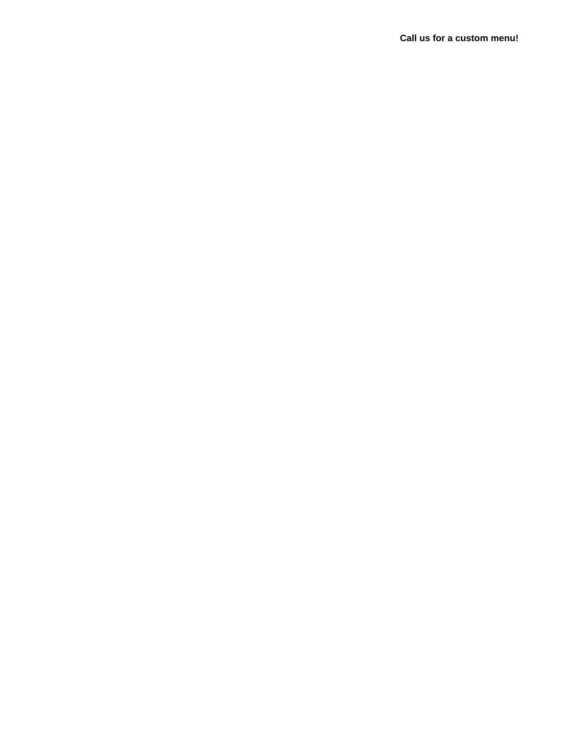**Call us for a custom menu!**